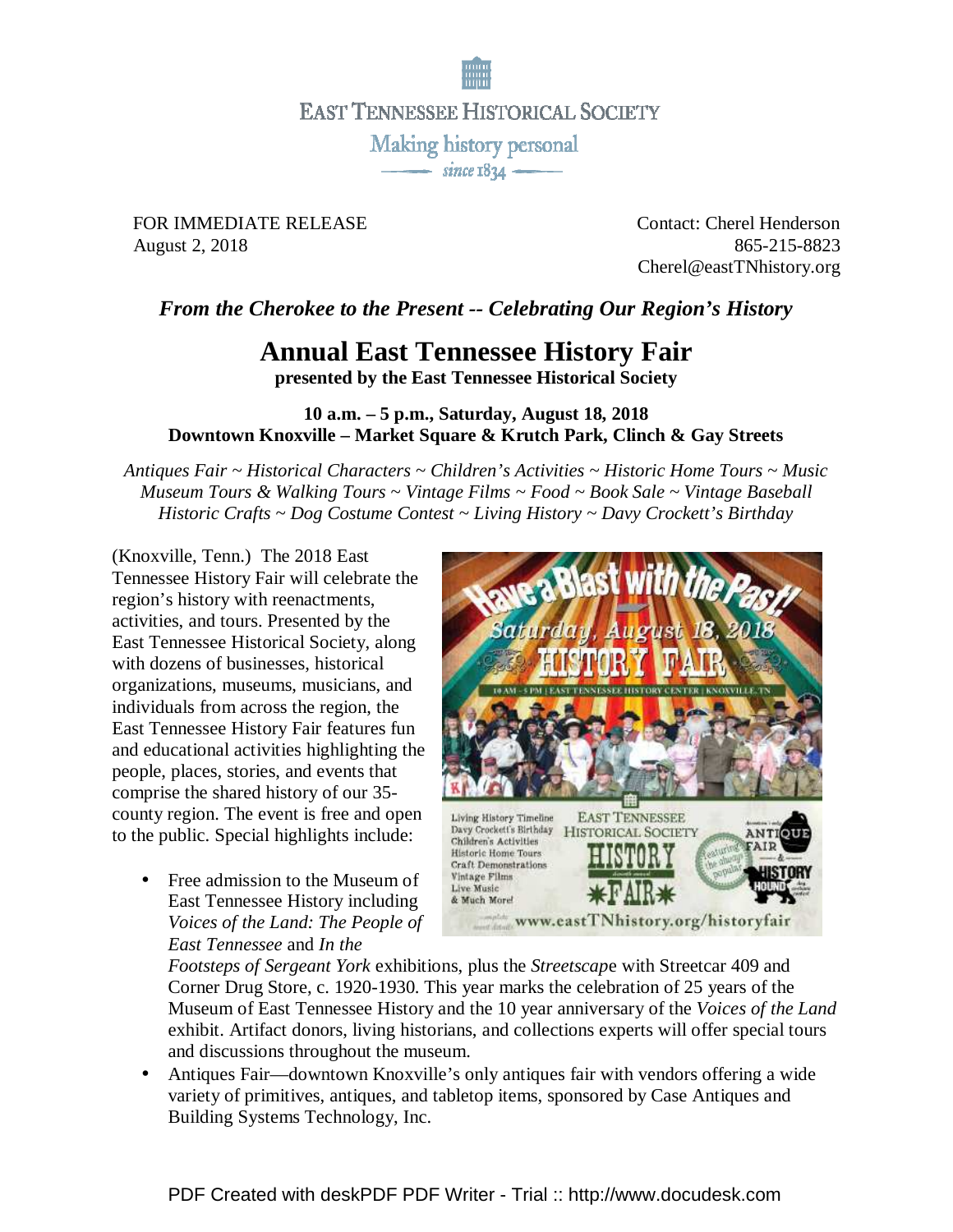EAST TENNESSEE HISTORICAL SOCIETY

Making history personal

since 1834

FOR IMMEDIATE RELEASE
August 2, 2018

Contact: Cherel Henderson
865-215-8823
Cherel@eastTNhistory.org

***From the Cherokee to the Present -- Celebrating Our Region's History***

# Annual East Tennessee History Fair

**presented by the East Tennessee Historical Society**

**10 a.m. – 5 p.m., Saturday, August 18, 2018**
**Downtown Knoxville – Market Square & Krutch Park, Clinch & Gay Streets**

*Antiques Fair ~ Historical Characters ~ Children's Activities ~ Historic Home Tours ~ Music*
*Museum Tours & Walking Tours ~ Vintage Films ~ Food ~ Book Sale ~ Vintage Baseball*
*Historic Crafts ~ Dog Costume Contest ~ Living History ~ Davy Crockett's Birthday*

(Knoxville, Tenn.) The 2018 East Tennessee History Fair will celebrate the region's history with reenactments, activities, and tours. Presented by the East Tennessee Historical Society, along with dozens of businesses, historical organizations, museums, musicians, and individuals from across the region, the East Tennessee History Fair features fun and educational activities highlighting the people, places, stories, and events that comprise the shared history of our 35-county region. The event is free and open to the public. Special highlights include:

- Free admission to the Museum of East Tennessee History including *Voices of the Land: The People of East Tennessee* and *In the Footsteps of Sergeant York* exhibitions, plus the *Streetscap*e with Streetcar 409 and Corner Drug Store, c. 1920-1930. This year marks the celebration of 25 years of the Museum of East Tennessee History and the 10 year anniversary of the *Voices of the Land* exhibit. Artifact donors, living historians, and collections experts will offer special tours and discussions throughout the museum.
- Antiques Fair—downtown Knoxville's only antiques fair with vendors offering a wide variety of primitives, antiques, and tabletop items, sponsored by Case Antiques and Building Systems Technology, Inc.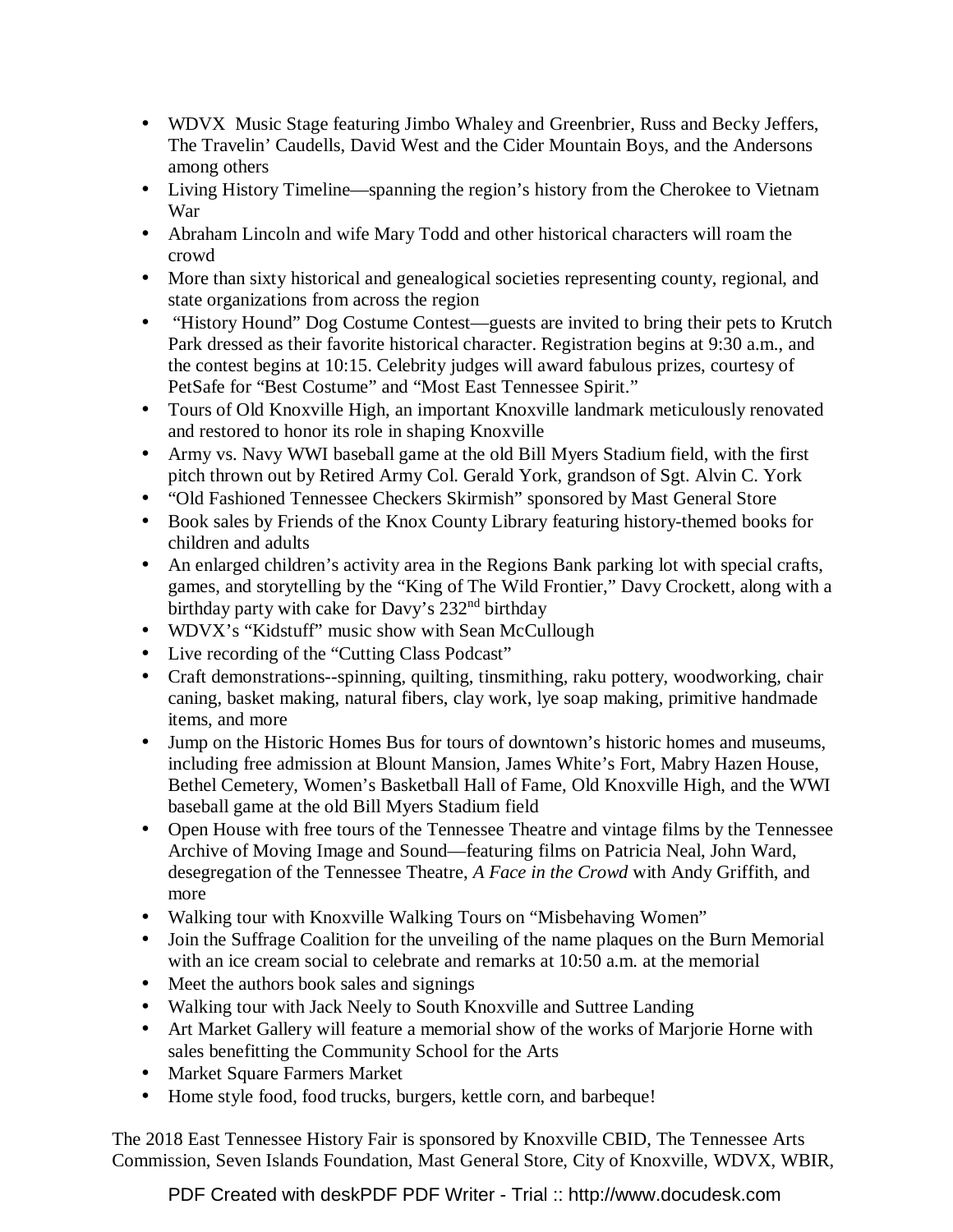- WDVX Music Stage featuring Jimbo Whaley and Greenbrier, Russ and Becky Jeffers, The Travelin' Caudells, David West and the Cider Mountain Boys, and the Andersons among others
- Living History Timeline—spanning the region's history from the Cherokee to Vietnam War
- Abraham Lincoln and wife Mary Todd and other historical characters will roam the crowd
- More than sixty historical and genealogical societies representing county, regional, and state organizations from across the region
- "History Hound" Dog Costume Contest—guests are invited to bring their pets to Krutch Park dressed as their favorite historical character. Registration begins at 9:30 a.m., and the contest begins at 10:15. Celebrity judges will award fabulous prizes, courtesy of PetSafe for "Best Costume" and "Most East Tennessee Spirit."
- Tours of Old Knoxville High, an important Knoxville landmark meticulously renovated and restored to honor its role in shaping Knoxville
- Army vs. Navy WWI baseball game at the old Bill Myers Stadium field, with the first pitch thrown out by Retired Army Col. Gerald York, grandson of Sgt. Alvin C. York
- "Old Fashioned Tennessee Checkers Skirmish" sponsored by Mast General Store
- Book sales by Friends of the Knox County Library featuring history-themed books for children and adults
- An enlarged children's activity area in the Regions Bank parking lot with special crafts, games, and storytelling by the "King of The Wild Frontier," Davy Crockett, along with a birthday party with cake for Davy's 232nd birthday
- WDVX's "Kidstuff" music show with Sean McCullough
- Live recording of the "Cutting Class Podcast"
- Craft demonstrations--spinning, quilting, tinsmithing, raku pottery, woodworking, chair caning, basket making, natural fibers, clay work, lye soap making, primitive handmade items, and more
- Jump on the Historic Homes Bus for tours of downtown's historic homes and museums, including free admission at Blount Mansion, James White's Fort, Mabry Hazen House, Bethel Cemetery, Women's Basketball Hall of Fame, Old Knoxville High, and the WWI baseball game at the old Bill Myers Stadium field
- Open House with free tours of the Tennessee Theatre and vintage films by the Tennessee Archive of Moving Image and Sound—featuring films on Patricia Neal, John Ward, desegregation of the Tennessee Theatre, *A Face in the Crowd* with Andy Griffith, and more
- Walking tour with Knoxville Walking Tours on "Misbehaving Women"
- Join the Suffrage Coalition for the unveiling of the name plaques on the Burn Memorial with an ice cream social to celebrate and remarks at 10:50 a.m. at the memorial
- Meet the authors book sales and signings
- Walking tour with Jack Neely to South Knoxville and Suttree Landing
- Art Market Gallery will feature a memorial show of the works of Marjorie Horne with sales benefitting the Community School for the Arts
- Market Square Farmers Market
- Home style food, food trucks, burgers, kettle corn, and barbeque!

The 2018 East Tennessee History Fair is sponsored by Knoxville CBID, The Tennessee Arts Commission, Seven Islands Foundation, Mast General Store, City of Knoxville, WDVX, WBIR,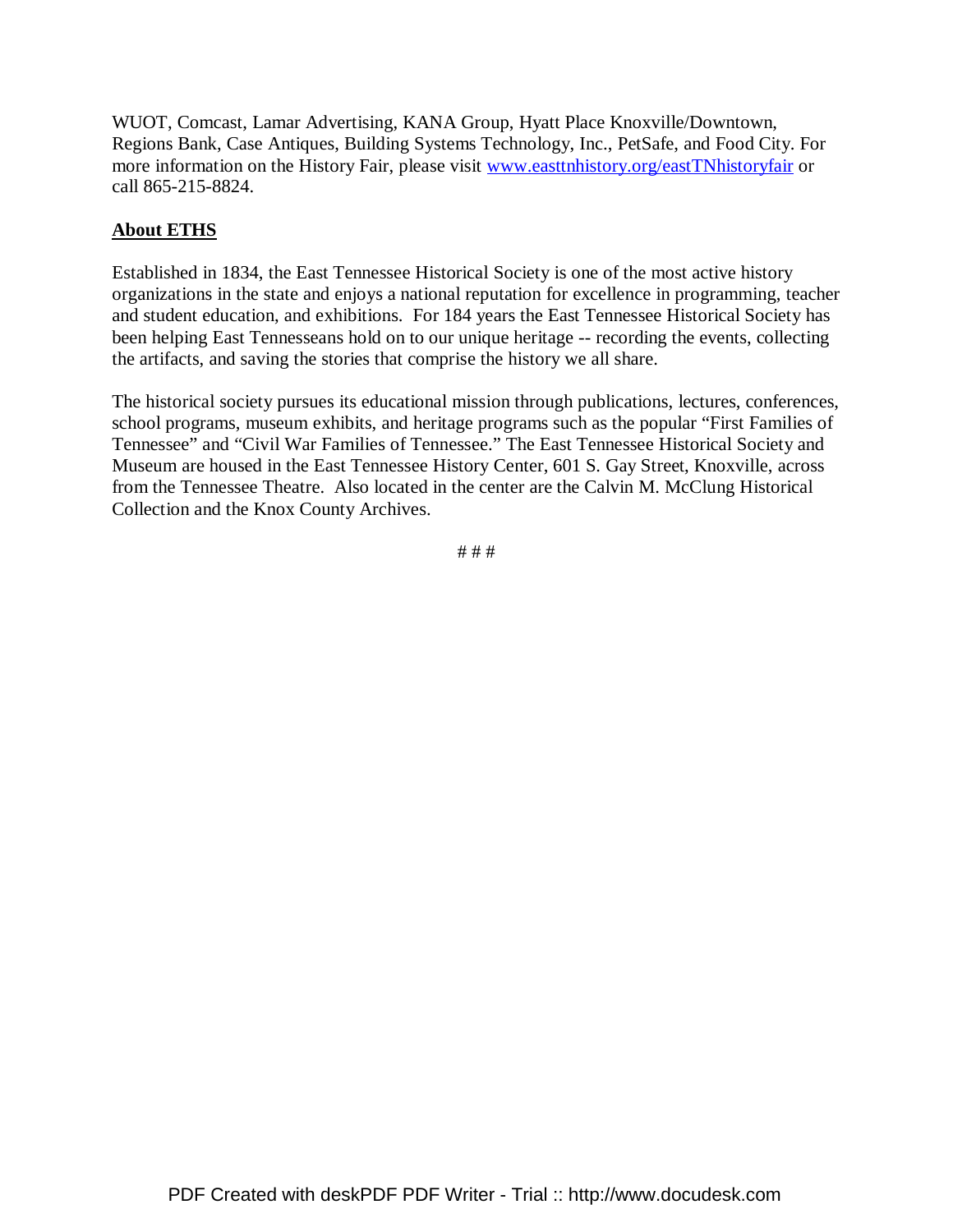WUOT, Comcast, Lamar Advertising, KANA Group, Hyatt Place Knoxville/Downtown, Regions Bank, Case Antiques, Building Systems Technology, Inc., PetSafe, and Food City. For more information on the History Fair, please visit [www.easttnhistory.org/eastTNhistoryfair](http://www.easttnhistory.org/eastTNhistoryfair) or call 865-215-8824.

## About ETHS

Established in 1834, the East Tennessee Historical Society is one of the most active history organizations in the state and enjoys a national reputation for excellence in programming, teacher and student education, and exhibitions. For 184 years the East Tennessee Historical Society has been helping East Tennesseans hold on to our unique heritage -- recording the events, collecting the artifacts, and saving the stories that comprise the history we all share.

The historical society pursues its educational mission through publications, lectures, conferences, school programs, museum exhibits, and heritage programs such as the popular "First Families of Tennessee" and "Civil War Families of Tennessee." The East Tennessee Historical Society and Museum are housed in the East Tennessee History Center, 601 S. Gay Street, Knoxville, across from the Tennessee Theatre. Also located in the center are the Calvin M. McClung Historical Collection and the Knox County Archives.

# # #